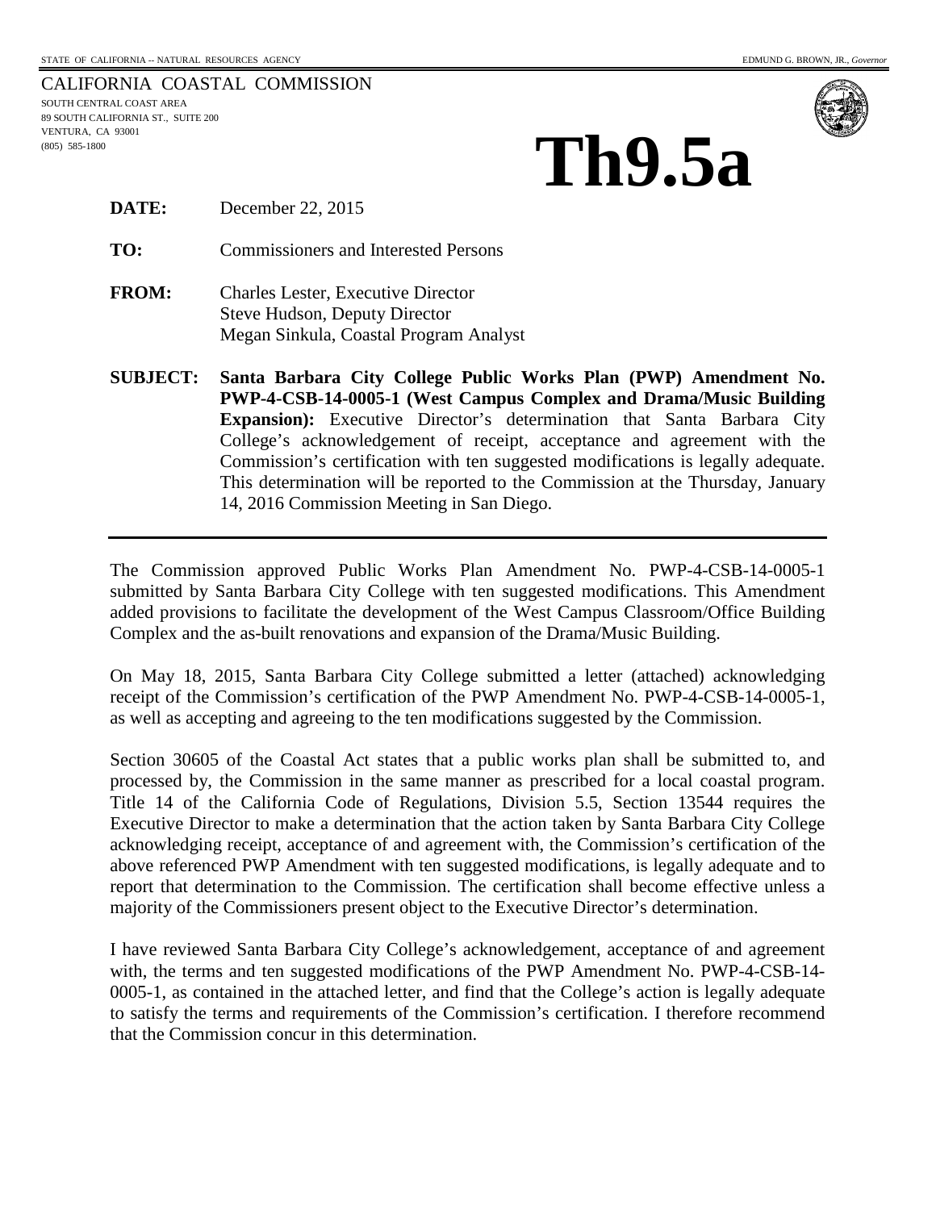STATE OF CALIFORNIA -- NATURAL RESOURCES AGENCY

EDMUND G. BROWN, JR., *Governor*

CALIFORNIA COASTAL COMMISSION
SOUTH CENTRAL COAST AREA
89 SOUTH CALIFORNIA ST., SUITE 200
VENTURA, CA 93001
(805) 585-1800

# Th9.5a

**DATE:** December 22, 2015

**TO:** Commissioners and Interested Persons

**FROM:** Charles Lester, Executive Director
Steve Hudson, Deputy Director
Megan Sinkula, Coastal Program Analyst

**SUBJECT:** **Santa Barbara City College Public Works Plan (PWP) Amendment No. PWP-4-CSB-14-0005-1 (West Campus Complex and Drama/Music Building Expansion):** Executive Director's determination that Santa Barbara City College's acknowledgement of receipt, acceptance and agreement with the Commission's certification with ten suggested modifications is legally adequate. This determination will be reported to the Commission at the Thursday, January 14, 2016 Commission Meeting in San Diego.

---

The Commission approved Public Works Plan Amendment No. PWP-4-CSB-14-0005-1 submitted by Santa Barbara City College with ten suggested modifications. This Amendment added provisions to facilitate the development of the West Campus Classroom/Office Building Complex and the as-built renovations and expansion of the Drama/Music Building.

On May 18, 2015, Santa Barbara City College submitted a letter (attached) acknowledging receipt of the Commission's certification of the PWP Amendment No. PWP-4-CSB-14-0005-1, as well as accepting and agreeing to the ten modifications suggested by the Commission.

Section 30605 of the Coastal Act states that a public works plan shall be submitted to, and processed by, the Commission in the same manner as prescribed for a local coastal program. Title 14 of the California Code of Regulations, Division 5.5, Section 13544 requires the Executive Director to make a determination that the action taken by Santa Barbara City College acknowledging receipt, acceptance of and agreement with, the Commission's certification of the above referenced PWP Amendment with ten suggested modifications, is legally adequate and to report that determination to the Commission. The certification shall become effective unless a majority of the Commissioners present object to the Executive Director's determination.

I have reviewed Santa Barbara City College's acknowledgement, acceptance of and agreement with, the terms and ten suggested modifications of the PWP Amendment No. PWP-4-CSB-14-0005-1, as contained in the attached letter, and find that the College's action is legally adequate to satisfy the terms and requirements of the Commission's certification. I therefore recommend that the Commission concur in this determination.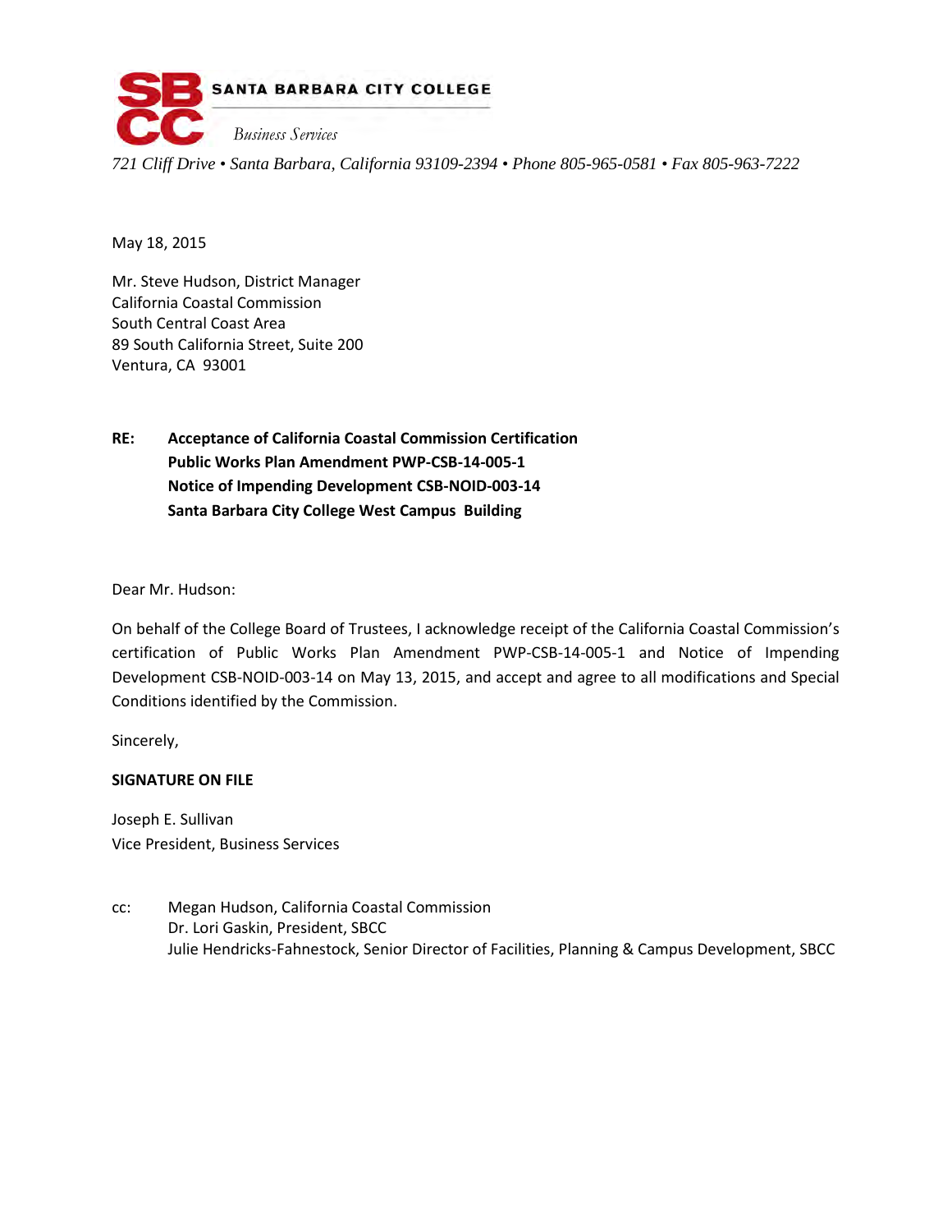**SANTA BARBARA CITY COLLEGE**

*Business Services*

*721 Cliff Drive • Santa Barbara, California 93109-2394 • Phone 805-965-0581 • Fax 805-963-7222*

May 18, 2015

Mr. Steve Hudson, District Manager
California Coastal Commission
South Central Coast Area
89 South California Street, Suite 200
Ventura, CA 93001

**RE: Acceptance of California Coastal Commission Certification**
**Public Works Plan Amendment PWP-CSB-14-005-1**
**Notice of Impending Development CSB-NOID-003-14**
**Santa Barbara City College West Campus Building**

Dear Mr. Hudson:

On behalf of the College Board of Trustees, I acknowledge receipt of the California Coastal Commission's certification of Public Works Plan Amendment PWP-CSB-14-005-1 and Notice of Impending Development CSB-NOID-003-14 on May 13, 2015, and accept and agree to all modifications and Special Conditions identified by the Commission.

Sincerely,

**SIGNATURE ON FILE**

Joseph E. Sullivan
Vice President, Business Services

cc: Megan Hudson, California Coastal Commission
Dr. Lori Gaskin, President, SBCC
Julie Hendricks-Fahnestock, Senior Director of Facilities, Planning & Campus Development, SBCC